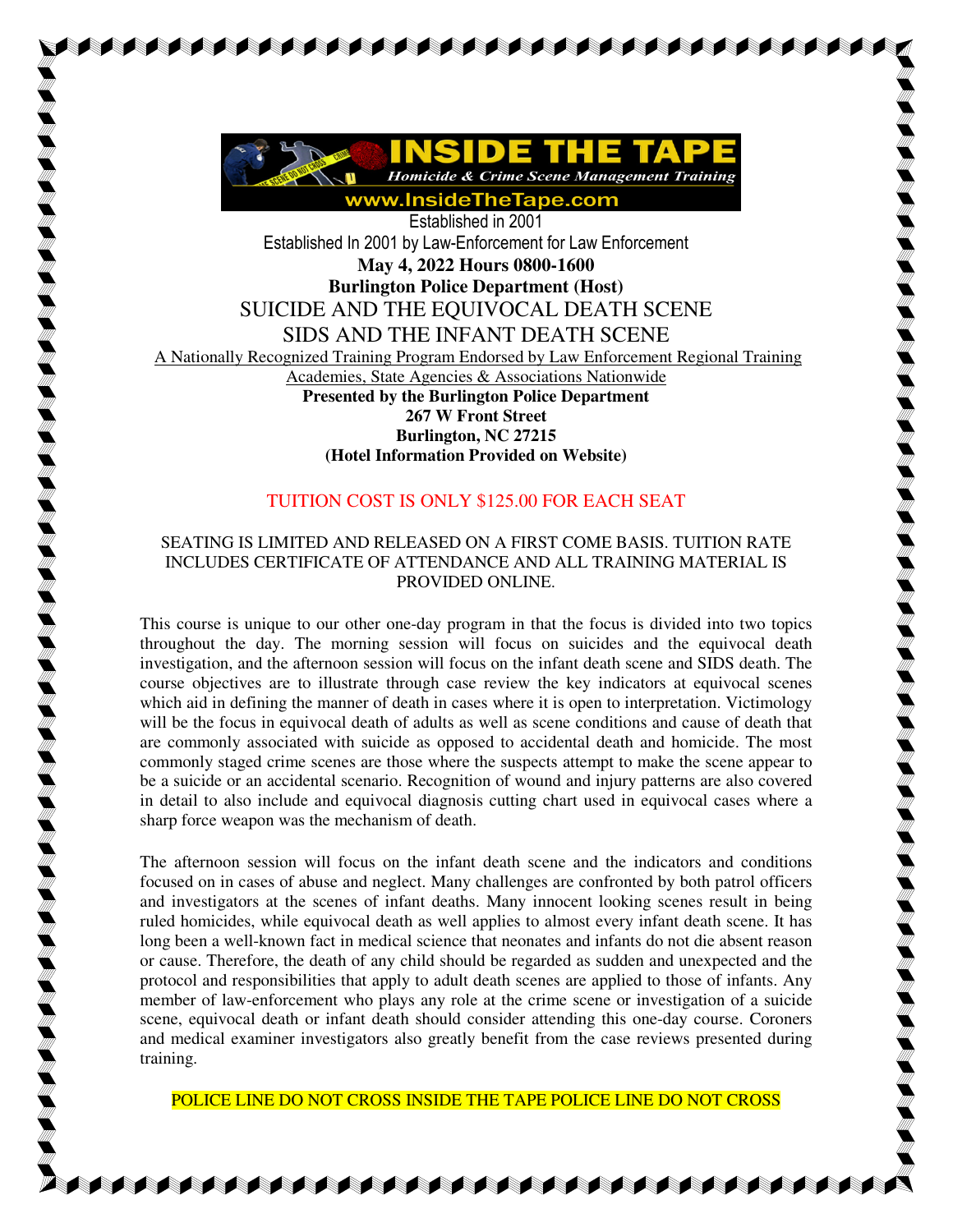# INSIDE THE TAPE

*Homicide & Crime Scene Management Training*

**www.InsideTheTape.com**

Established in 2001

Established In 2001 by Law-Enforcement for Law Enforcement

**May 4, 2022 Hours 0800-1600**

**Burlington Police Department (Host)**

## SUICIDE AND THE EQUIVOCAL DEATH SCENE

## SIDS AND THE INFANT DEATH SCENE

A Nationally Recognized Training Program Endorsed by Law Enforcement Regional Training Academies, State Agencies & Associations Nationwide

**Presented by the Burlington Police Department**
**267 W Front Street**
**Burlington, NC 27215**
**(Hotel Information Provided on Website)**

TUITION COST IS ONLY $125.00 FOR EACH SEAT

SEATING IS LIMITED AND RELEASED ON A FIRST COME BASIS. TUITION RATE INCLUDES CERTIFICATE OF ATTENDANCE AND ALL TRAINING MATERIAL IS PROVIDED ONLINE.

This course is unique to our other one-day program in that the focus is divided into two topics throughout the day. The morning session will focus on suicides and the equivocal death investigation, and the afternoon session will focus on the infant death scene and SIDS death. The course objectives are to illustrate through case review the key indicators at equivocal scenes which aid in defining the manner of death in cases where it is open to interpretation. Victimology will be the focus in equivocal death of adults as well as scene conditions and cause of death that are commonly associated with suicide as opposed to accidental death and homicide. The most commonly staged crime scenes are those where the suspects attempt to make the scene appear to be a suicide or an accidental scenario. Recognition of wound and injury patterns are also covered in detail to also include and equivocal diagnosis cutting chart used in equivocal cases where a sharp force weapon was the mechanism of death.

The afternoon session will focus on the infant death scene and the indicators and conditions focused on in cases of abuse and neglect. Many challenges are confronted by both patrol officers and investigators at the scenes of infant deaths. Many innocent looking scenes result in being ruled homicides, while equivocal death as well applies to almost every infant death scene. It has long been a well-known fact in medical science that neonates and infants do not die absent reason or cause. Therefore, the death of any child should be regarded as sudden and unexpected and the protocol and responsibilities that apply to adult death scenes are applied to those of infants. Any member of law-enforcement who plays any role at the crime scene or investigation of a suicide scene, equivocal death or infant death should consider attending this one-day course. Coroners and medical examiner investigators also greatly benefit from the case reviews presented during training.

POLICE LINE DO NOT CROSS INSIDE THE TAPE POLICE LINE DO NOT CROSS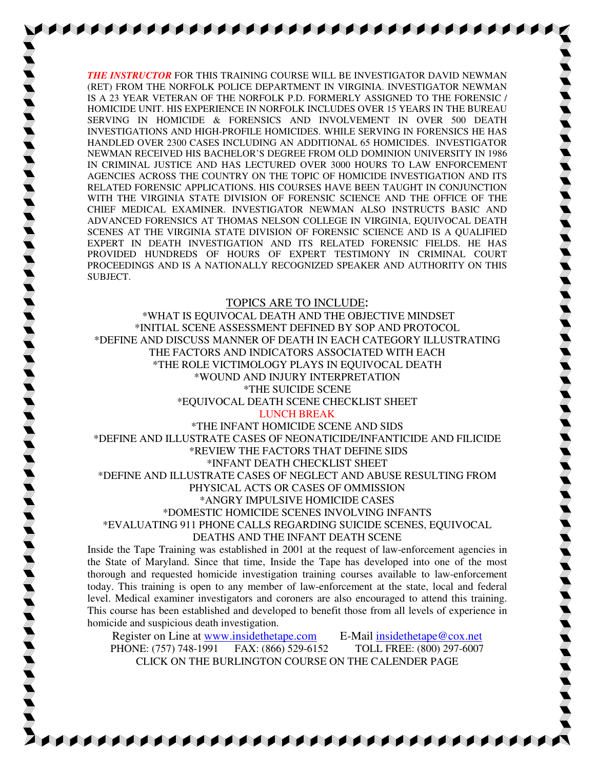***THE INSTRUCTOR*** FOR THIS TRAINING COURSE WILL BE INVESTIGATOR DAVID NEWMAN (RET) FROM THE NORFOLK POLICE DEPARTMENT IN VIRGINIA. INVESTIGATOR NEWMAN IS A 23 YEAR VETERAN OF THE NORFOLK P.D. FORMERLY ASSIGNED TO THE FORENSIC / HOMICIDE UNIT. HIS EXPERIENCE IN NORFOLK INCLUDES OVER 15 YEARS IN THE BUREAU SERVING IN HOMICIDE & FORENSICS AND INVOLVEMENT IN OVER 500 DEATH INVESTIGATIONS AND HIGH-PROFILE HOMICIDES. WHILE SERVING IN FORENSICS HE HAS HANDLED OVER 2300 CASES INCLUDING AN ADDITIONAL 65 HOMICIDES. INVESTIGATOR NEWMAN RECEIVED HIS BACHELOR'S DEGREE FROM OLD DOMINION UNIVERSITY IN 1986 IN CRIMINAL JUSTICE AND HAS LECTURED OVER 3000 HOURS TO LAW ENFORCEMENT AGENCIES ACROSS THE COUNTRY ON THE TOPIC OF HOMICIDE INVESTIGATION AND ITS RELATED FORENSIC APPLICATIONS. HIS COURSES HAVE BEEN TAUGHT IN CONJUNCTION WITH THE VIRGINIA STATE DIVISION OF FORENSIC SCIENCE AND THE OFFICE OF THE CHIEF MEDICAL EXAMINER. INVESTIGATOR NEWMAN ALSO INSTRUCTS BASIC AND ADVANCED FORENSICS AT THOMAS NELSON COLLEGE IN VIRGINIA, EQUIVOCAL DEATH SCENES AT THE VIRGINIA STATE DIVISION OF FORENSIC SCIENCE AND IS A QUALIFIED EXPERT IN DEATH INVESTIGATION AND ITS RELATED FORENSIC FIELDS. HE HAS PROVIDED HUNDREDS OF HOURS OF EXPERT TESTIMONY IN CRIMINAL COURT PROCEEDINGS AND IS A NATIONALLY RECOGNIZED SPEAKER AND AUTHORITY ON THIS SUBJECT.

## TOPICS ARE TO INCLUDE:

*WHAT IS EQUIVOCAL DEATH AND THE OBJECTIVE MINDSET
*INITIAL SCENE ASSESSMENT DEFINED BY SOP AND PROTOCOL
*DEFINE AND DISCUSS MANNER OF DEATH IN EACH CATEGORY ILLUSTRATING THE FACTORS AND INDICATORS ASSOCIATED WITH EACH
*THE ROLE VICTIMOLOGY PLAYS IN EQUIVOCAL DEATH
*WOUND AND INJURY INTERPRETATION
*THE SUICIDE SCENE
*EQUIVOCAL DEATH SCENE CHECKLIST SHEET

LUNCH BREAK

*THE INFANT HOMICIDE SCENE AND SIDS
*DEFINE AND ILLUSTRATE CASES OF NEONATICIDE/INFANTICIDE AND FILICIDE
*REVIEW THE FACTORS THAT DEFINE SIDS
*INFANT DEATH CHECKLIST SHEET
*DEFINE AND ILLUSTRATE CASES OF NEGLECT AND ABUSE RESULTING FROM PHYSICAL ACTS OR CASES OF OMMISSION
*ANGRY IMPULSIVE HOMICIDE CASES
*DOMESTIC HOMICIDE SCENES INVOLVING INFANTS
*EVALUATING 911 PHONE CALLS REGARDING SUICIDE SCENES, EQUIVOCAL DEATHS AND THE INFANT DEATH SCENE

Inside the Tape Training was established in 2001 at the request of law-enforcement agencies in the State of Maryland. Since that time, Inside the Tape has developed into one of the most thorough and requested homicide investigation training courses available to law-enforcement today. This training is open to any member of law-enforcement at the state, local and federal level. Medical examiner investigators and coroners are also encouraged to attend this training. This course has been established and developed to benefit those from all levels of experience in homicide and suspicious death investigation.

Register on Line at www.insidethetape.com E-Mail insidethetape@cox.net
PHONE: (757) 748-1991 FAX: (866) 529-6152 TOLL FREE: (800) 297-6007
CLICK ON THE BURLINGTON COURSE ON THE CALENDER PAGE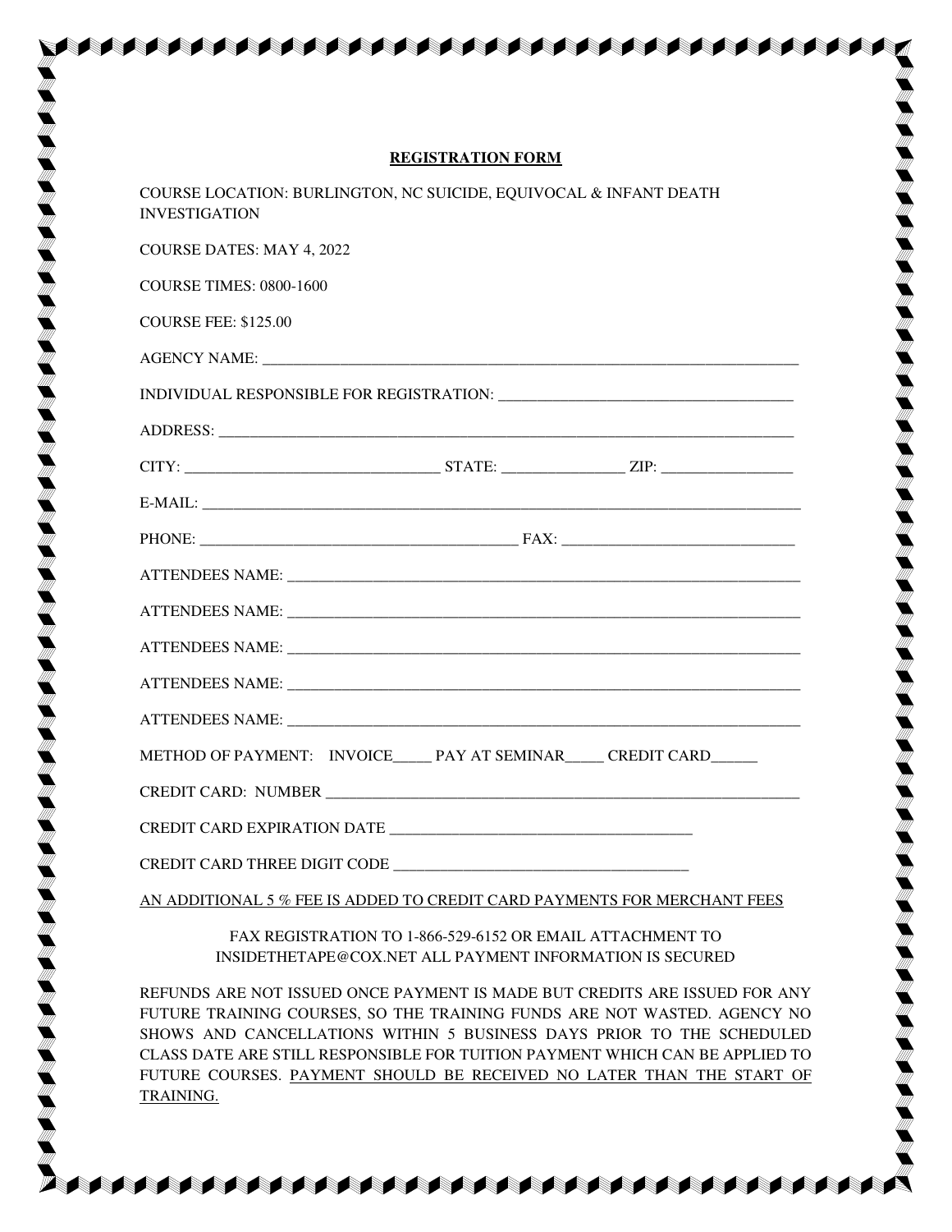## REGISTRATION FORM

COURSE LOCATION: BURLINGTON, NC SUICIDE, EQUIVOCAL & INFANT DEATH INVESTIGATION

COURSE DATES: MAY 4, 2022

COURSE TIMES: 0800-1600

COURSE FEE: $125.00

AGENCY NAME: ___________________________________________________________________________

INDIVIDUAL RESPONSIBLE FOR REGISTRATION: ________________________________________

ADDRESS: ______________________________________________________________________________

CITY: ___________________________________ STATE: ________________ ZIP: _________________

E-MAIL: _______________________________________________________________________________

PHONE: ___________________________________________ FAX: _______________________________

ATTENDEES NAME: _______________________________________________________________________

ATTENDEES NAME: _______________________________________________________________________

ATTENDEES NAME: _______________________________________________________________________

ATTENDEES NAME: _______________________________________________________________________

ATTENDEES NAME: _______________________________________________________________________

METHOD OF PAYMENT: INVOICE_____ PAY AT SEMINAR_____ CREDIT CARD______

CREDIT CARD: NUMBER _________________________________________________________________

CREDIT CARD EXPIRATION DATE ________________________________________

CREDIT CARD THREE DIGIT CODE _______________________________________

<u>AN ADDITIONAL 5 % FEE IS ADDED TO CREDIT CARD PAYMENTS FOR MERCHANT FEES</u>

FAX REGISTRATION TO 1-866-529-6152 OR EMAIL ATTACHMENT TO INSIDETHETAPE@COX.NET ALL PAYMENT INFORMATION IS SECURED

REFUNDS ARE NOT ISSUED ONCE PAYMENT IS MADE BUT CREDITS ARE ISSUED FOR ANY FUTURE TRAINING COURSES, SO THE TRAINING FUNDS ARE NOT WASTED. AGENCY NO SHOWS AND CANCELLATIONS WITHIN 5 BUSINESS DAYS PRIOR TO THE SCHEDULED CLASS DATE ARE STILL RESPONSIBLE FOR TUITION PAYMENT WHICH CAN BE APPLIED TO FUTURE COURSES. <u>PAYMENT SHOULD BE RECEIVED NO LATER THAN THE START OF TRAINING.</u>